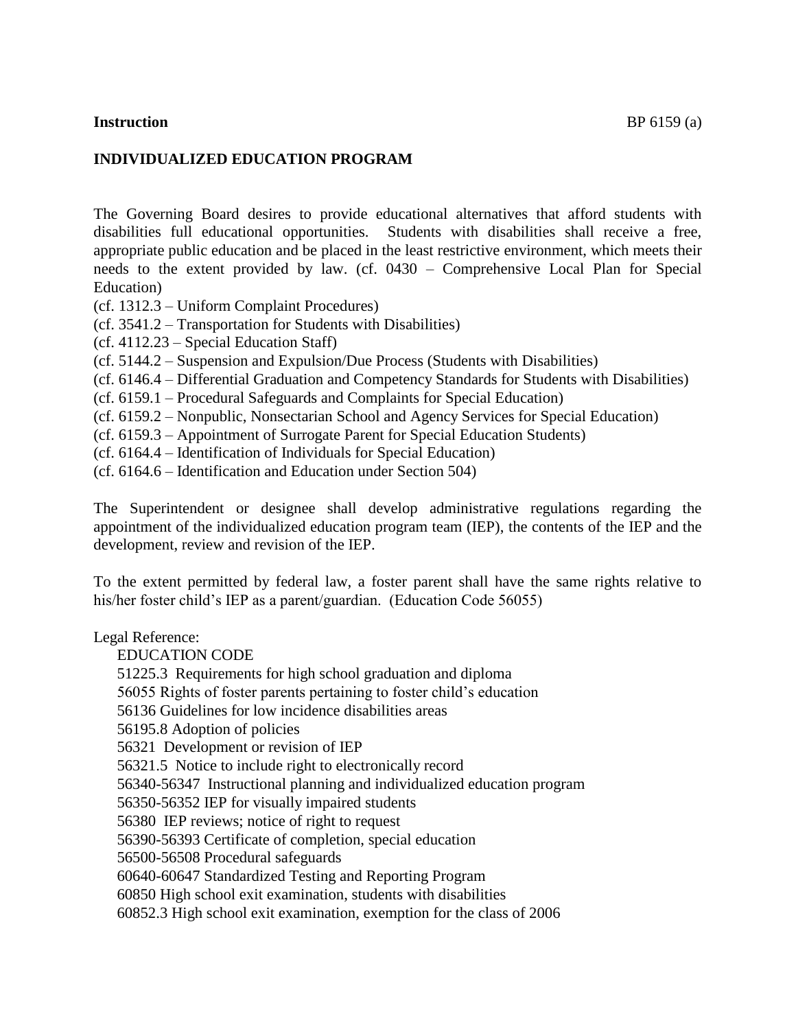**Instruction** BP 6159 (a)

**INDIVIDUALIZED EDUCATION PROGRAM**

The Governing Board desires to provide educational alternatives that afford students with disabilities full educational opportunities. Students with disabilities shall receive a free, appropriate public education and be placed in the least restrictive environment, which meets their needs to the extent provided by law. (cf. 0430 – Comprehensive Local Plan for Special Education)

(cf. 1312.3 – Uniform Complaint Procedures)
(cf. 3541.2 – Transportation for Students with Disabilities)
(cf. 4112.23 – Special Education Staff)
(cf. 5144.2 – Suspension and Expulsion/Due Process (Students with Disabilities)
(cf. 6146.4 – Differential Graduation and Competency Standards for Students with Disabilities)
(cf. 6159.1 – Procedural Safeguards and Complaints for Special Education)
(cf. 6159.2 – Nonpublic, Nonsectarian School and Agency Services for Special Education)
(cf. 6159.3 – Appointment of Surrogate Parent for Special Education Students)
(cf. 6164.4 – Identification of Individuals for Special Education)
(cf. 6164.6 – Identification and Education under Section 504)

The Superintendent or designee shall develop administrative regulations regarding the appointment of the individualized education program team (IEP), the contents of the IEP and the development, review and revision of the IEP.

To the extent permitted by federal law, a foster parent shall have the same rights relative to his/her foster child's IEP as a parent/guardian. (Education Code 56055)

Legal Reference:

EDUCATION CODE
51225.3 Requirements for high school graduation and diploma
56055 Rights of foster parents pertaining to foster child's education
56136 Guidelines for low incidence disabilities areas
56195.8 Adoption of policies
56321 Development or revision of IEP
56321.5 Notice to include right to electronically record
56340-56347 Instructional planning and individualized education program
56350-56352 IEP for visually impaired students
56380 IEP reviews; notice of right to request
56390-56393 Certificate of completion, special education
56500-56508 Procedural safeguards
60640-60647 Standardized Testing and Reporting Program
60850 High school exit examination, students with disabilities
60852.3 High school exit examination, exemption for the class of 2006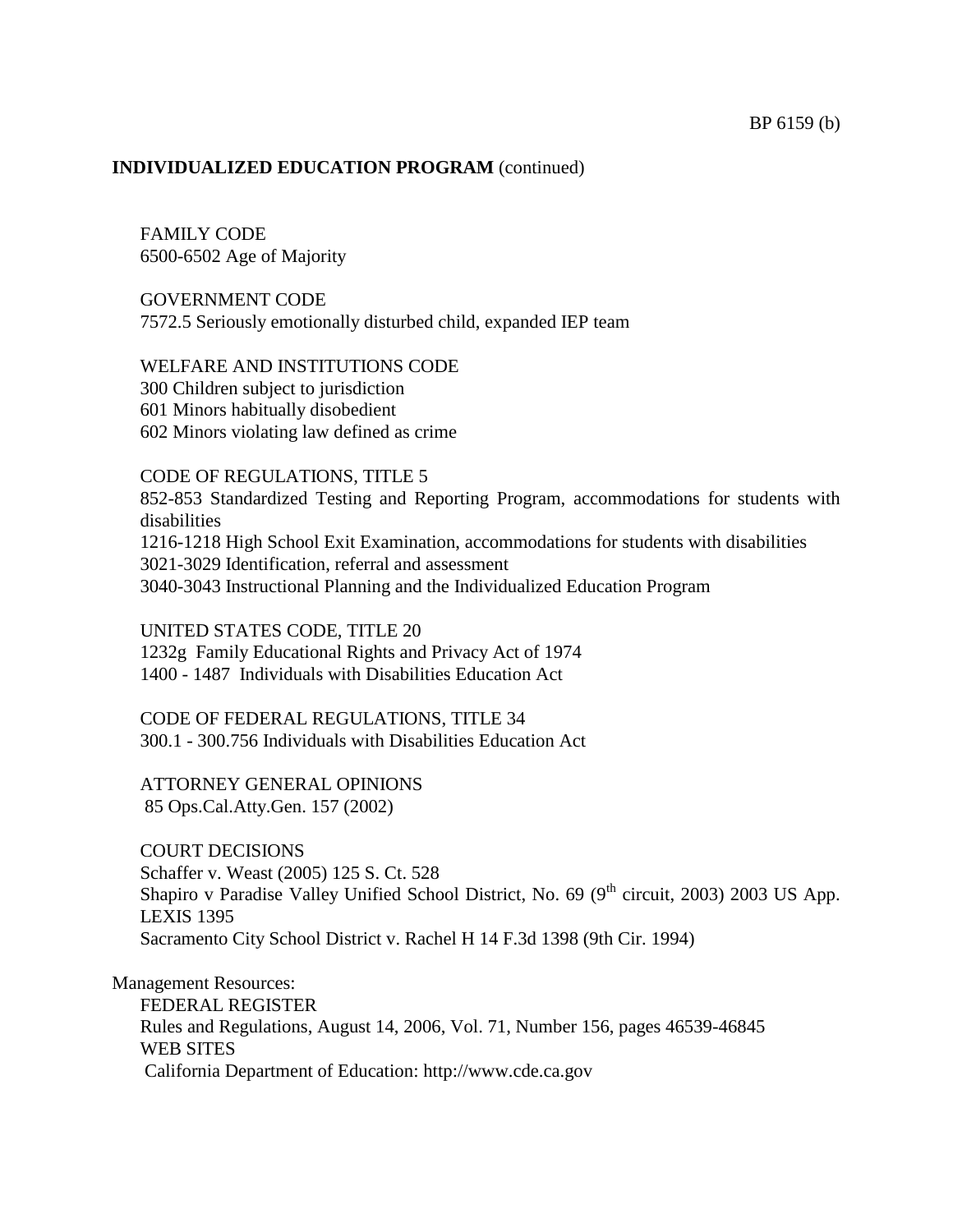**INDIVIDUALIZED EDUCATION PROGRAM** (continued)

FAMILY CODE
6500-6502 Age of Majority

GOVERNMENT CODE
7572.5 Seriously emotionally disturbed child, expanded IEP team

WELFARE AND INSTITUTIONS CODE
300 Children subject to jurisdiction
601 Minors habitually disobedient
602 Minors violating law defined as crime

CODE OF REGULATIONS, TITLE 5
852-853 Standardized Testing and Reporting Program, accommodations for students with disabilities
1216-1218 High School Exit Examination, accommodations for students with disabilities
3021-3029 Identification, referral and assessment
3040-3043 Instructional Planning and the Individualized Education Program

UNITED STATES CODE, TITLE 20
1232g Family Educational Rights and Privacy Act of 1974
1400 - 1487 Individuals with Disabilities Education Act

CODE OF FEDERAL REGULATIONS, TITLE 34
300.1 - 300.756 Individuals with Disabilities Education Act

ATTORNEY GENERAL OPINIONS
85 Ops.Cal.Atty.Gen. 157 (2002)

COURT DECISIONS
Schaffer v. Weast (2005) 125 S. Ct. 528
Shapiro v Paradise Valley Unified School District, No. 69 (9th circuit, 2003) 2003 US App. LEXIS 1395
Sacramento City School District v. Rachel H 14 F.3d 1398 (9th Cir. 1994)

Management Resources:
FEDERAL REGISTER
Rules and Regulations, August 14, 2006, Vol. 71, Number 156, pages 46539-46845
WEB SITES
California Department of Education: http://www.cde.ca.gov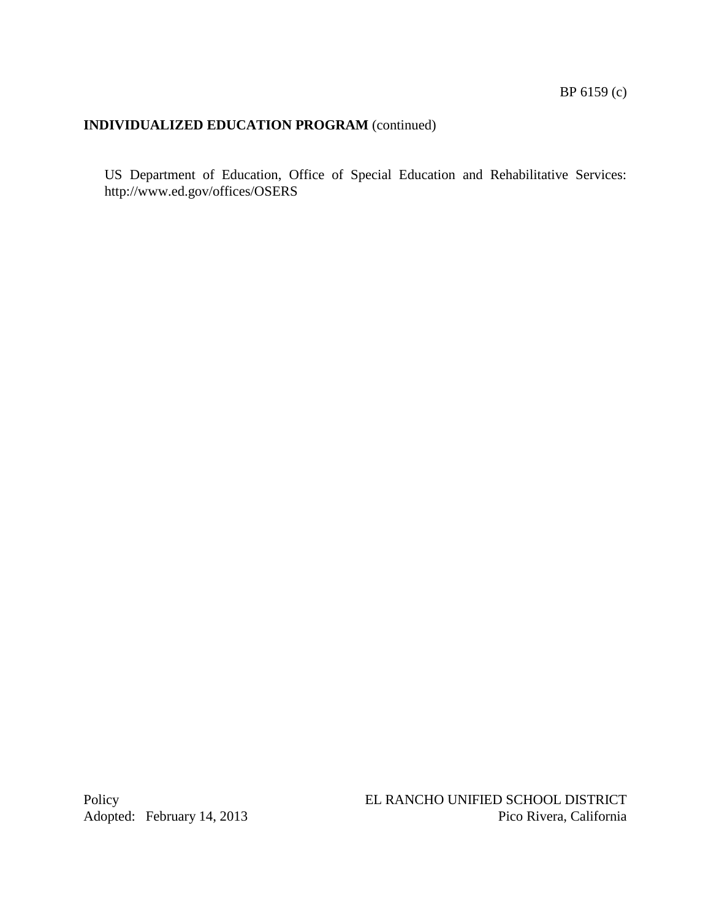US Department of Education, Office of Special Education and Rehabilitative Services: http://www.ed.gov/offices/OSERS

Policy
Adopted: February 14, 2013

EL RANCHO UNIFIED SCHOOL DISTRICT
Pico Rivera, California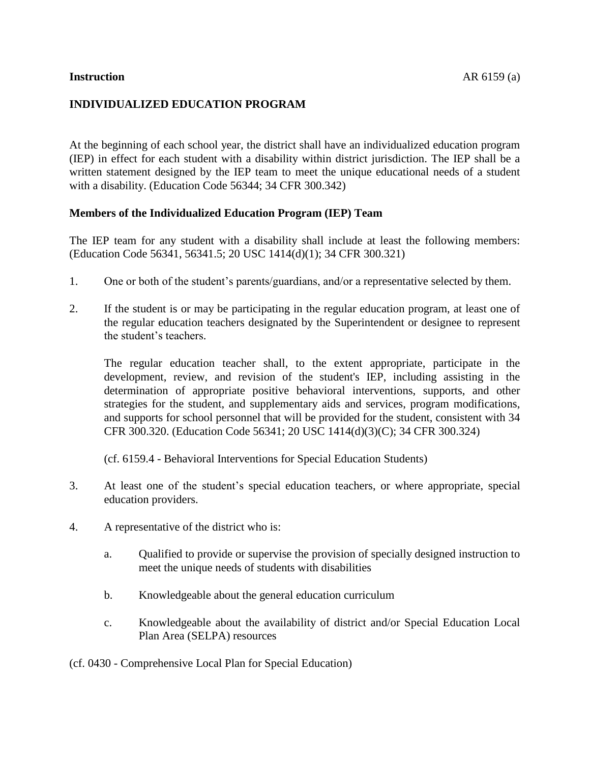**Instruction**

# INDIVIDUALIZED EDUCATION PROGRAM

At the beginning of each school year, the district shall have an individualized education program (IEP) in effect for each student with a disability within district jurisdiction. The IEP shall be a written statement designed by the IEP team to meet the unique educational needs of a student with a disability. (Education Code 56344; 34 CFR 300.342)

## Members of the Individualized Education Program (IEP) Team

The IEP team for any student with a disability shall include at least the following members: (Education Code 56341, 56341.5; 20 USC 1414(d)(1); 34 CFR 300.321)

1. One or both of the student's parents/guardians, and/or a representative selected by them.

2. If the student is or may be participating in the regular education program, at least one of the regular education teachers designated by the Superintendent or designee to represent the student's teachers.

   The regular education teacher shall, to the extent appropriate, participate in the development, review, and revision of the student's IEP, including assisting in the determination of appropriate positive behavioral interventions, supports, and other strategies for the student, and supplementary aids and services, program modifications, and supports for school personnel that will be provided for the student, consistent with 34 CFR 300.320. (Education Code 56341; 20 USC 1414(d)(3)(C); 34 CFR 300.324)

   (cf. 6159.4 - Behavioral Interventions for Special Education Students)

3. At least one of the student's special education teachers, or where appropriate, special education providers.

4. A representative of the district who is:

   a. Qualified to provide or supervise the provision of specially designed instruction to meet the unique needs of students with disabilities

   b. Knowledgeable about the general education curriculum

   c. Knowledgeable about the availability of district and/or Special Education Local Plan Area (SELPA) resources

(cf. 0430 - Comprehensive Local Plan for Special Education)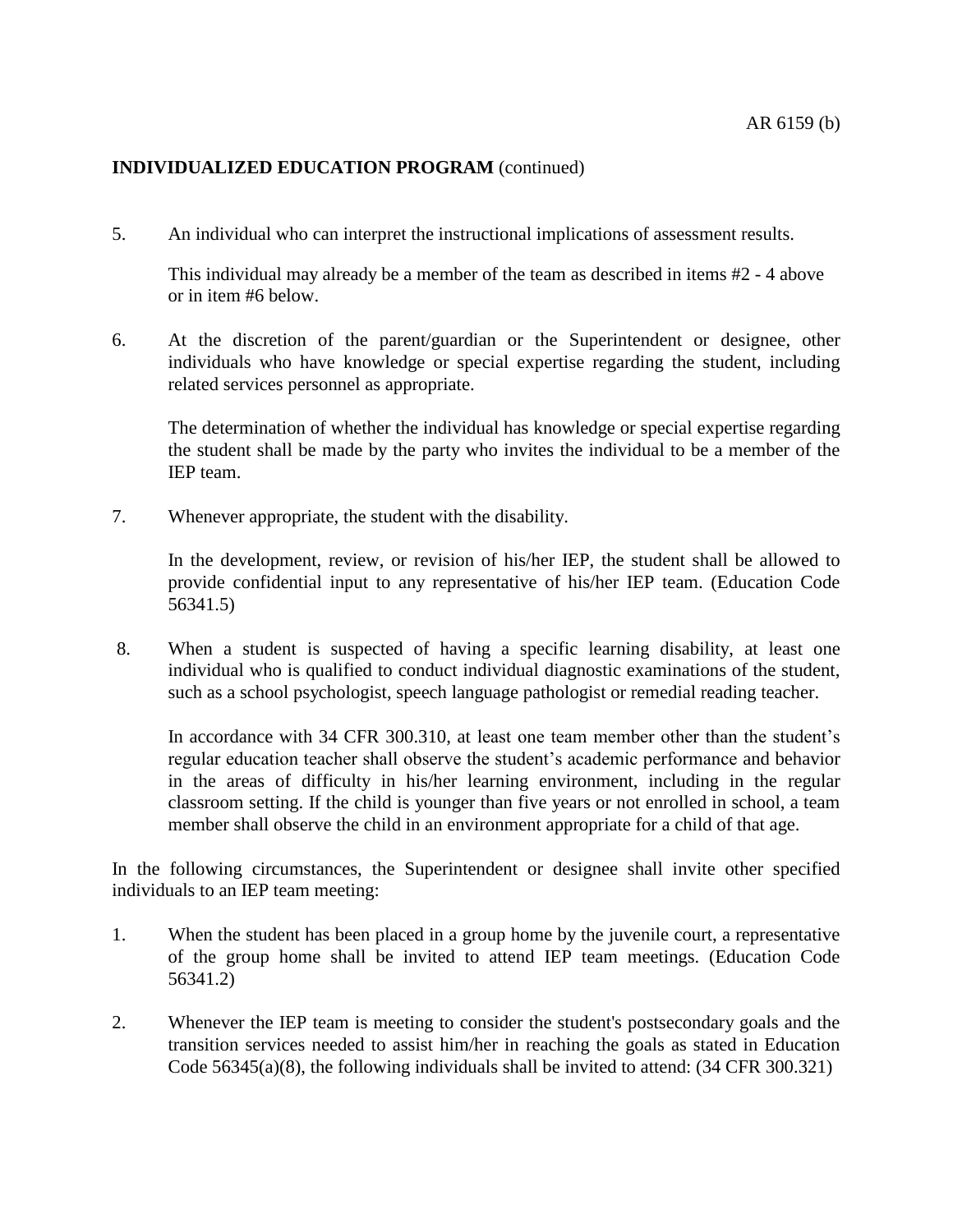**INDIVIDUALIZED EDUCATION PROGRAM** (continued)

5. An individual who can interpret the instructional implications of assessment results.

   This individual may already be a member of the team as described in items #2 - 4 above or in item #6 below.

6. At the discretion of the parent/guardian or the Superintendent or designee, other individuals who have knowledge or special expertise regarding the student, including related services personnel as appropriate.

   The determination of whether the individual has knowledge or special expertise regarding the student shall be made by the party who invites the individual to be a member of the IEP team.

7. Whenever appropriate, the student with the disability.

   In the development, review, or revision of his/her IEP, the student shall be allowed to provide confidential input to any representative of his/her IEP team. (Education Code 56341.5)

8. When a student is suspected of having a specific learning disability, at least one individual who is qualified to conduct individual diagnostic examinations of the student, such as a school psychologist, speech language pathologist or remedial reading teacher.

   In accordance with 34 CFR 300.310, at least one team member other than the student's regular education teacher shall observe the student's academic performance and behavior in the areas of difficulty in his/her learning environment, including in the regular classroom setting. If the child is younger than five years or not enrolled in school, a team member shall observe the child in an environment appropriate for a child of that age.

In the following circumstances, the Superintendent or designee shall invite other specified individuals to an IEP team meeting:

1. When the student has been placed in a group home by the juvenile court, a representative of the group home shall be invited to attend IEP team meetings. (Education Code 56341.2)

2. Whenever the IEP team is meeting to consider the student's postsecondary goals and the transition services needed to assist him/her in reaching the goals as stated in Education Code 56345(a)(8), the following individuals shall be invited to attend: (34 CFR 300.321)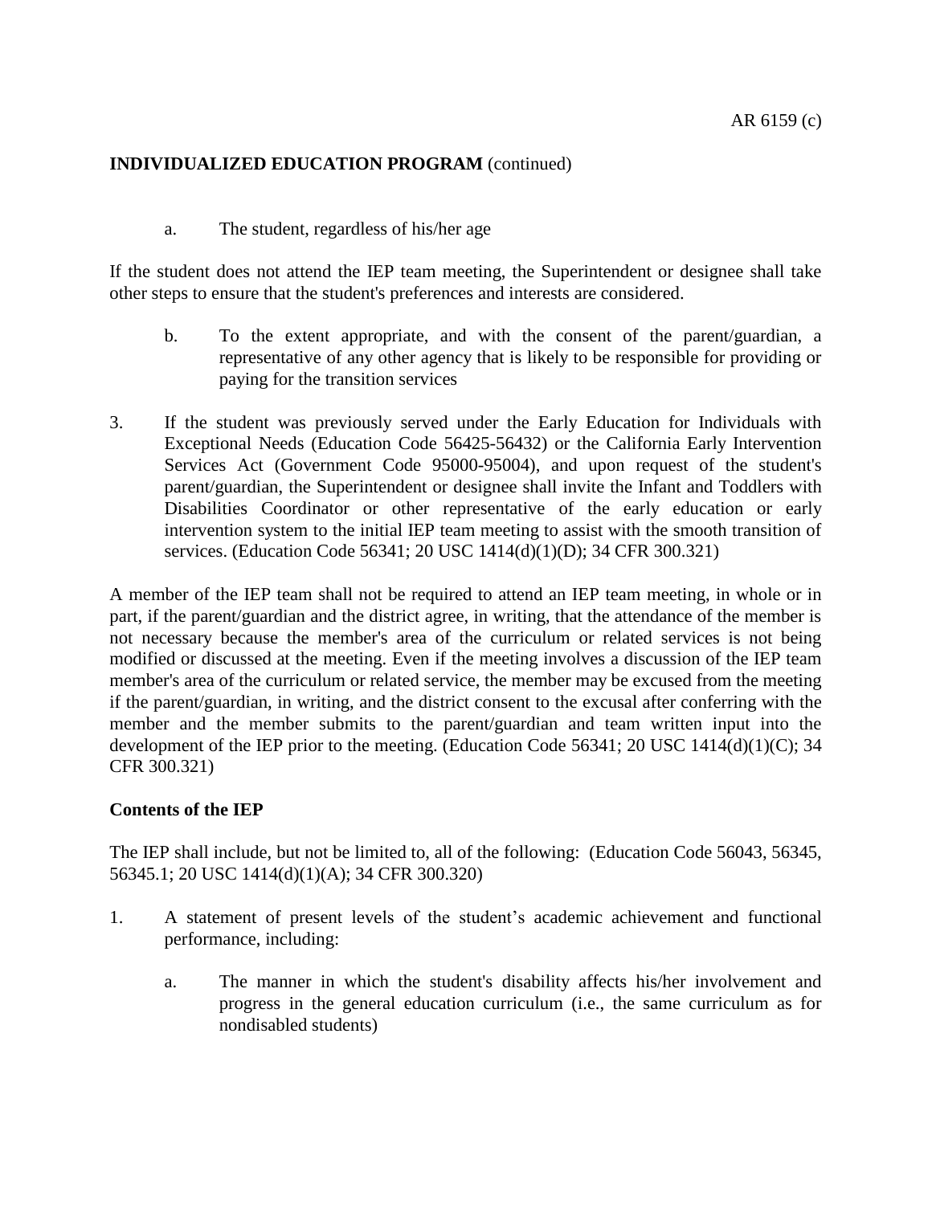**INDIVIDUALIZED EDUCATION PROGRAM** (continued)

a. The student, regardless of his/her age

If the student does not attend the IEP team meeting, the Superintendent or designee shall take other steps to ensure that the student's preferences and interests are considered.

b. To the extent appropriate, and with the consent of the parent/guardian, a representative of any other agency that is likely to be responsible for providing or paying for the transition services

3. If the student was previously served under the Early Education for Individuals with Exceptional Needs (Education Code 56425-56432) or the California Early Intervention Services Act (Government Code 95000-95004), and upon request of the student's parent/guardian, the Superintendent or designee shall invite the Infant and Toddlers with Disabilities Coordinator or other representative of the early education or early intervention system to the initial IEP team meeting to assist with the smooth transition of services. (Education Code 56341; 20 USC 1414(d)(1)(D); 34 CFR 300.321)

A member of the IEP team shall not be required to attend an IEP team meeting, in whole or in part, if the parent/guardian and the district agree, in writing, that the attendance of the member is not necessary because the member's area of the curriculum or related services is not being modified or discussed at the meeting. Even if the meeting involves a discussion of the IEP team member's area of the curriculum or related service, the member may be excused from the meeting if the parent/guardian, in writing, and the district consent to the excusal after conferring with the member and the member submits to the parent/guardian and team written input into the development of the IEP prior to the meeting. (Education Code 56341; 20 USC 1414(d)(1)(C); 34 CFR 300.321)

**Contents of the IEP**

The IEP shall include, but not be limited to, all of the following: (Education Code 56043, 56345, 56345.1; 20 USC 1414(d)(1)(A); 34 CFR 300.320)

1. A statement of present levels of the student's academic achievement and functional performance, including:

   a. The manner in which the student's disability affects his/her involvement and progress in the general education curriculum (i.e., the same curriculum as for nondisabled students)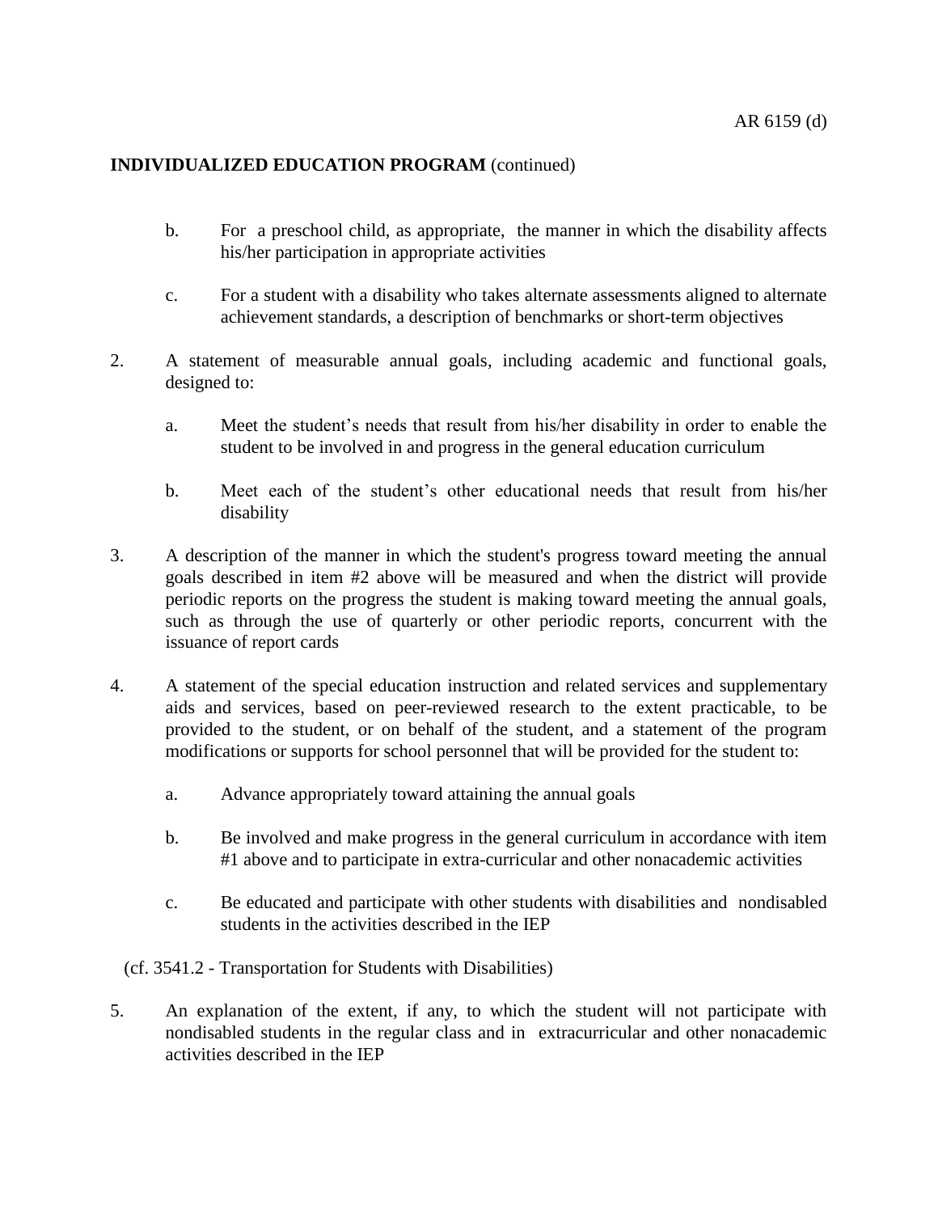**INDIVIDUALIZED EDUCATION PROGRAM** (continued)

   b. For a preschool child, as appropriate, the manner in which the disability affects his/her participation in appropriate activities

   c. For a student with a disability who takes alternate assessments aligned to alternate achievement standards, a description of benchmarks or short-term objectives

2. A statement of measurable annual goals, including academic and functional goals, designed to:

   a. Meet the student's needs that result from his/her disability in order to enable the student to be involved in and progress in the general education curriculum

   b. Meet each of the student's other educational needs that result from his/her disability

3. A description of the manner in which the student's progress toward meeting the annual goals described in item #2 above will be measured and when the district will provide periodic reports on the progress the student is making toward meeting the annual goals, such as through the use of quarterly or other periodic reports, concurrent with the issuance of report cards

4. A statement of the special education instruction and related services and supplementary aids and services, based on peer-reviewed research to the extent practicable, to be provided to the student, or on behalf of the student, and a statement of the program modifications or supports for school personnel that will be provided for the student to:

   a. Advance appropriately toward attaining the annual goals

   b. Be involved and make progress in the general curriculum in accordance with item #1 above and to participate in extra-curricular and other nonacademic activities

   c. Be educated and participate with other students with disabilities and nondisabled students in the activities described in the IEP

(cf. 3541.2 - Transportation for Students with Disabilities)

5. An explanation of the extent, if any, to which the student will not participate with nondisabled students in the regular class and in extracurricular and other nonacademic activities described in the IEP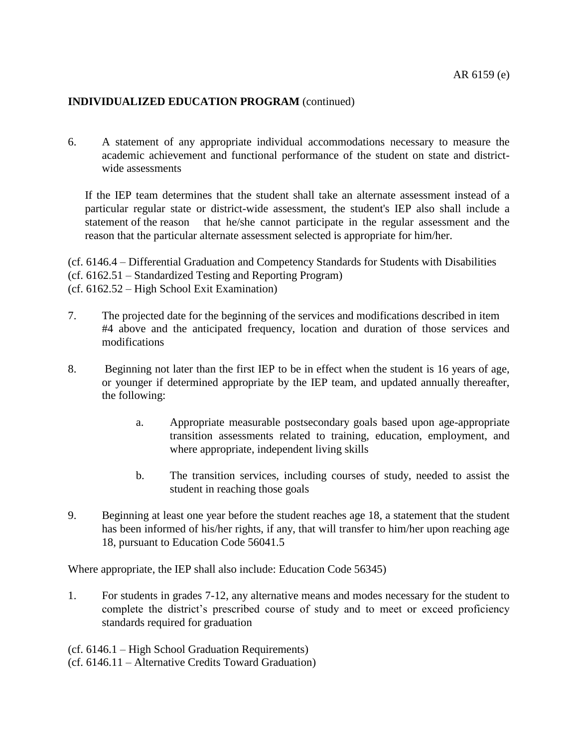**INDIVIDUALIZED EDUCATION PROGRAM** (continued)

6. A statement of any appropriate individual accommodations necessary to measure the academic achievement and functional performance of the student on state and district-wide assessments

   If the IEP team determines that the student shall take an alternate assessment instead of a particular regular state or district-wide assessment, the student's IEP also shall include a statement of the reason that he/she cannot participate in the regular assessment and the reason that the particular alternate assessment selected is appropriate for him/her.

(cf. 6146.4 – Differential Graduation and Competency Standards for Students with Disabilities
(cf. 6162.51 – Standardized Testing and Reporting Program)
(cf. 6162.52 – High School Exit Examination)

7. The projected date for the beginning of the services and modifications described in item #4 above and the anticipated frequency, location and duration of those services and modifications

8. Beginning not later than the first IEP to be in effect when the student is 16 years of age, or younger if determined appropriate by the IEP team, and updated annually thereafter, the following:

   a. Appropriate measurable postsecondary goals based upon age-appropriate transition assessments related to training, education, employment, and where appropriate, independent living skills

   b. The transition services, including courses of study, needed to assist the student in reaching those goals

9. Beginning at least one year before the student reaches age 18, a statement that the student has been informed of his/her rights, if any, that will transfer to him/her upon reaching age 18, pursuant to Education Code 56041.5

Where appropriate, the IEP shall also include: Education Code 56345)

1. For students in grades 7-12, any alternative means and modes necessary for the student to complete the district's prescribed course of study and to meet or exceed proficiency standards required for graduation

(cf. 6146.1 – High School Graduation Requirements)
(cf. 6146.11 – Alternative Credits Toward Graduation)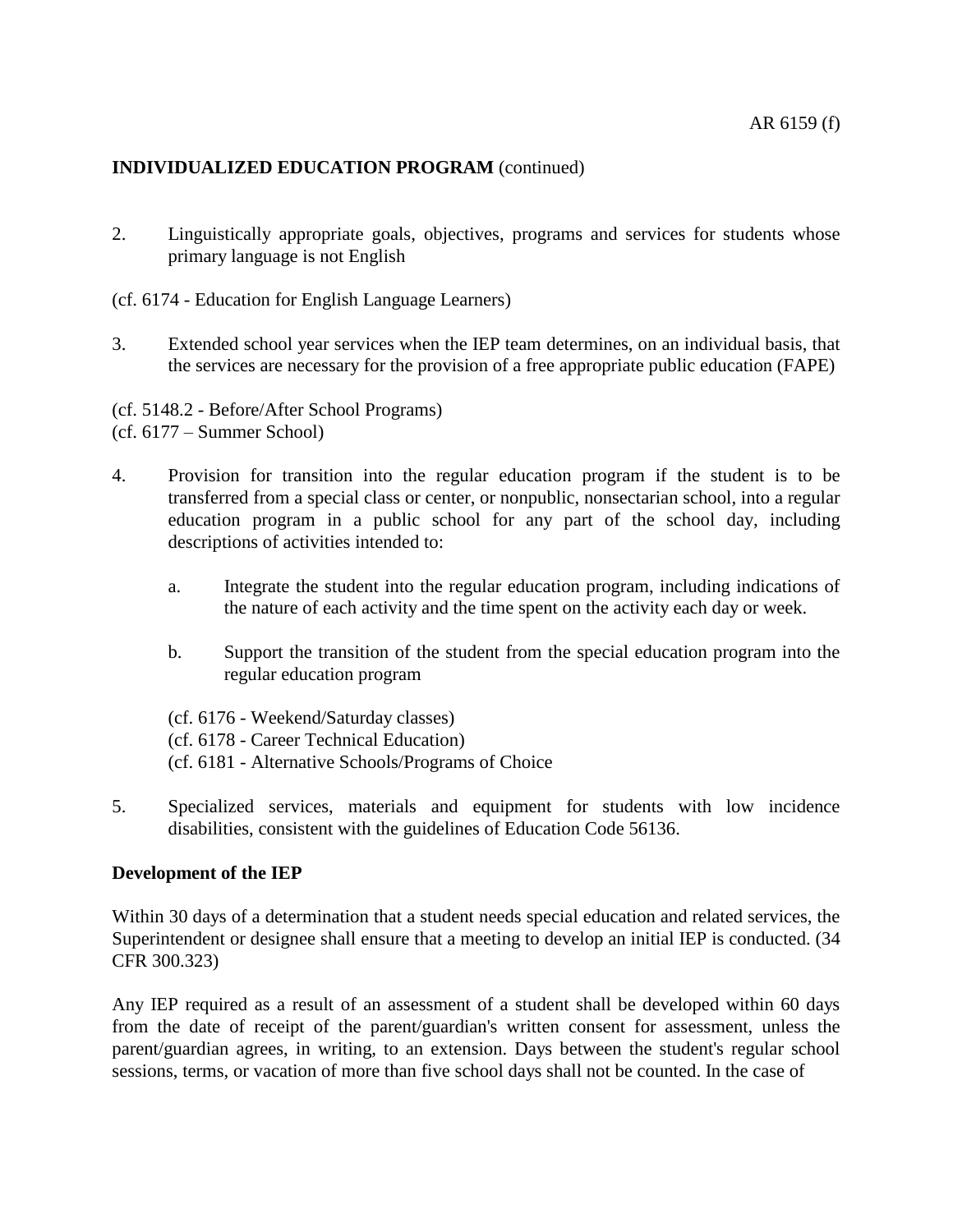**INDIVIDUALIZED EDUCATION PROGRAM** (continued)

2. Linguistically appropriate goals, objectives, programs and services for students whose primary language is not English

(cf. 6174 - Education for English Language Learners)

3. Extended school year services when the IEP team determines, on an individual basis, that the services are necessary for the provision of a free appropriate public education (FAPE)

(cf. 5148.2 - Before/After School Programs)
(cf. 6177 – Summer School)

4. Provision for transition into the regular education program if the student is to be transferred from a special class or center, or nonpublic, nonsectarian school, into a regular education program in a public school for any part of the school day, including descriptions of activities intended to:

   a. Integrate the student into the regular education program, including indications of the nature of each activity and the time spent on the activity each day or week.

   b. Support the transition of the student from the special education program into the regular education program

   (cf. 6176 - Weekend/Saturday classes)
   (cf. 6178 - Career Technical Education)
   (cf. 6181 - Alternative Schools/Programs of Choice

5. Specialized services, materials and equipment for students with low incidence disabilities, consistent with the guidelines of Education Code 56136.

**Development of the IEP**

Within 30 days of a determination that a student needs special education and related services, the Superintendent or designee shall ensure that a meeting to develop an initial IEP is conducted. (34 CFR 300.323)

Any IEP required as a result of an assessment of a student shall be developed within 60 days from the date of receipt of the parent/guardian's written consent for assessment, unless the parent/guardian agrees, in writing, to an extension. Days between the student's regular school sessions, terms, or vacation of more than five school days shall not be counted. In the case of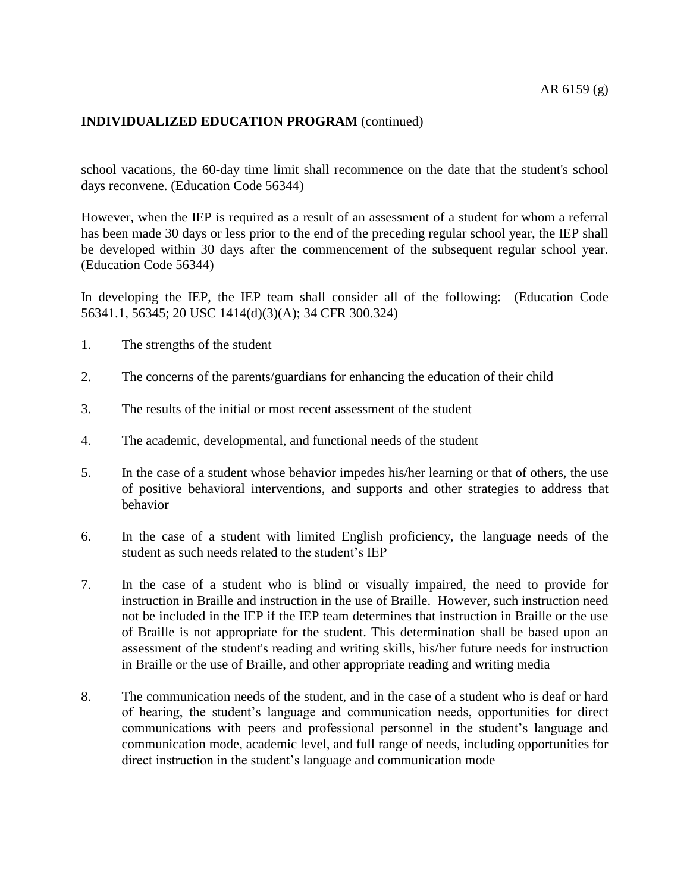**INDIVIDUALIZED EDUCATION PROGRAM** (continued)

school vacations, the 60-day time limit shall recommence on the date that the student's school days reconvene. (Education Code 56344)

However, when the IEP is required as a result of an assessment of a student for whom a referral has been made 30 days or less prior to the end of the preceding regular school year, the IEP shall be developed within 30 days after the commencement of the subsequent regular school year. (Education Code 56344)

In developing the IEP, the IEP team shall consider all of the following: (Education Code 56341.1, 56345; 20 USC 1414(d)(3)(A); 34 CFR 300.324)

1. The strengths of the student

2. The concerns of the parents/guardians for enhancing the education of their child

3. The results of the initial or most recent assessment of the student

4. The academic, developmental, and functional needs of the student

5. In the case of a student whose behavior impedes his/her learning or that of others, the use of positive behavioral interventions, and supports and other strategies to address that behavior

6. In the case of a student with limited English proficiency, the language needs of the student as such needs related to the student's IEP

7. In the case of a student who is blind or visually impaired, the need to provide for instruction in Braille and instruction in the use of Braille. However, such instruction need not be included in the IEP if the IEP team determines that instruction in Braille or the use of Braille is not appropriate for the student. This determination shall be based upon an assessment of the student's reading and writing skills, his/her future needs for instruction in Braille or the use of Braille, and other appropriate reading and writing media

8. The communication needs of the student, and in the case of a student who is deaf or hard of hearing, the student's language and communication needs, opportunities for direct communications with peers and professional personnel in the student's language and communication mode, academic level, and full range of needs, including opportunities for direct instruction in the student's language and communication mode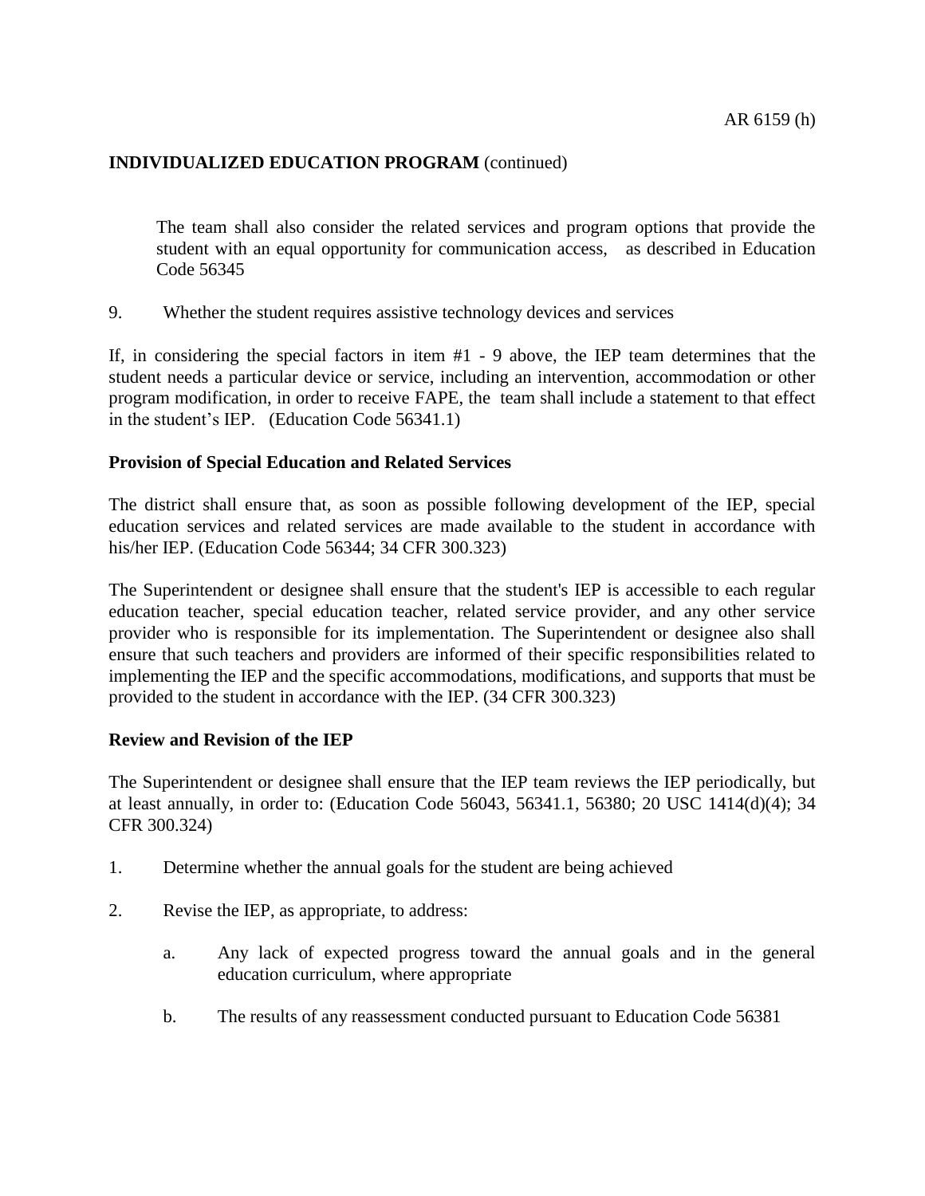**INDIVIDUALIZED EDUCATION PROGRAM** (continued)

The team shall also consider the related services and program options that provide the student with an equal opportunity for communication access, as described in Education Code 56345

9. Whether the student requires assistive technology devices and services

If, in considering the special factors in item #1 - 9 above, the IEP team determines that the student needs a particular device or service, including an intervention, accommodation or other program modification, in order to receive FAPE, the team shall include a statement to that effect in the student's IEP. (Education Code 56341.1)

**Provision of Special Education and Related Services**

The district shall ensure that, as soon as possible following development of the IEP, special education services and related services are made available to the student in accordance with his/her IEP. (Education Code 56344; 34 CFR 300.323)

The Superintendent or designee shall ensure that the student's IEP is accessible to each regular education teacher, special education teacher, related service provider, and any other service provider who is responsible for its implementation. The Superintendent or designee also shall ensure that such teachers and providers are informed of their specific responsibilities related to implementing the IEP and the specific accommodations, modifications, and supports that must be provided to the student in accordance with the IEP. (34 CFR 300.323)

**Review and Revision of the IEP**

The Superintendent or designee shall ensure that the IEP team reviews the IEP periodically, but at least annually, in order to: (Education Code 56043, 56341.1, 56380; 20 USC 1414(d)(4); 34 CFR 300.324)

1. Determine whether the annual goals for the student are being achieved

2. Revise the IEP, as appropriate, to address:

   a. Any lack of expected progress toward the annual goals and in the general education curriculum, where appropriate

   b. The results of any reassessment conducted pursuant to Education Code 56381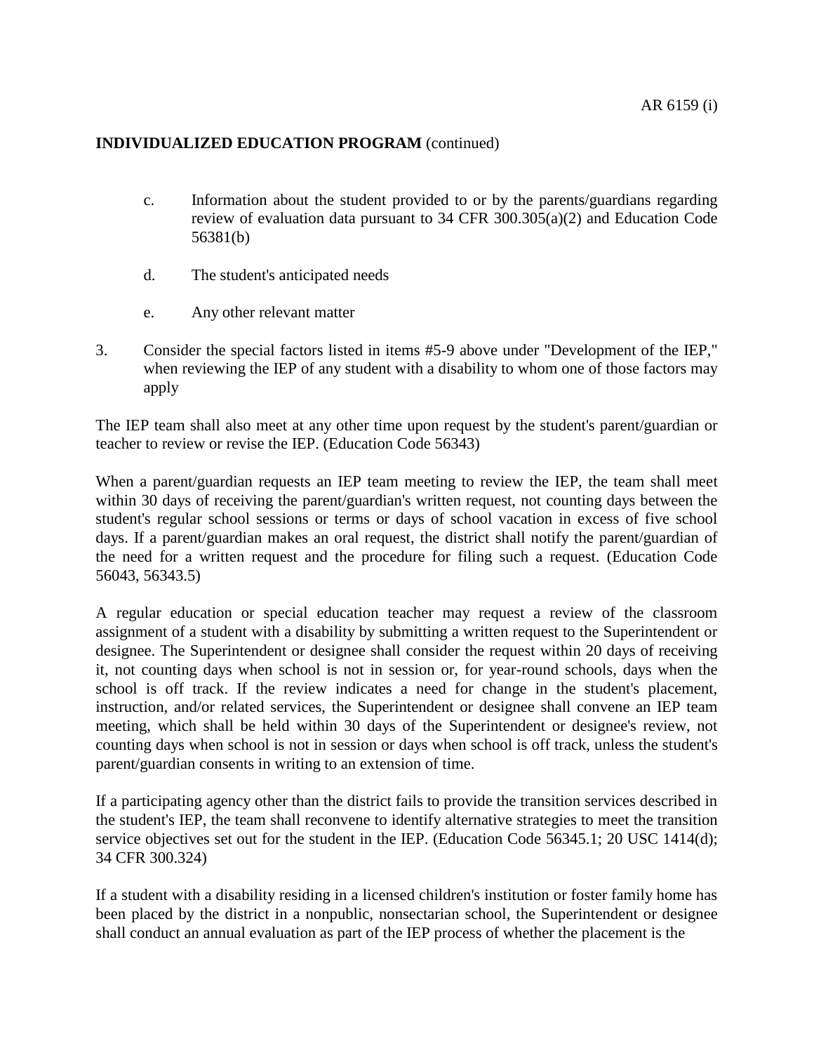**INDIVIDUALIZED EDUCATION PROGRAM** (continued)

c. Information about the student provided to or by the parents/guardians regarding review of evaluation data pursuant to 34 CFR 300.305(a)(2) and Education Code 56381(b)

d. The student's anticipated needs

e. Any other relevant matter

3. Consider the special factors listed in items #5-9 above under "Development of the IEP," when reviewing the IEP of any student with a disability to whom one of those factors may apply

The IEP team shall also meet at any other time upon request by the student's parent/guardian or teacher to review or revise the IEP. (Education Code 56343)

When a parent/guardian requests an IEP team meeting to review the IEP, the team shall meet within 30 days of receiving the parent/guardian's written request, not counting days between the student's regular school sessions or terms or days of school vacation in excess of five school days. If a parent/guardian makes an oral request, the district shall notify the parent/guardian of the need for a written request and the procedure for filing such a request. (Education Code 56043, 56343.5)

A regular education or special education teacher may request a review of the classroom assignment of a student with a disability by submitting a written request to the Superintendent or designee. The Superintendent or designee shall consider the request within 20 days of receiving it, not counting days when school is not in session or, for year-round schools, days when the school is off track. If the review indicates a need for change in the student's placement, instruction, and/or related services, the Superintendent or designee shall convene an IEP team meeting, which shall be held within 30 days of the Superintendent or designee's review, not counting days when school is not in session or days when school is off track, unless the student's parent/guardian consents in writing to an extension of time.

If a participating agency other than the district fails to provide the transition services described in the student's IEP, the team shall reconvene to identify alternative strategies to meet the transition service objectives set out for the student in the IEP. (Education Code 56345.1; 20 USC 1414(d); 34 CFR 300.324)

If a student with a disability residing in a licensed children's institution or foster family home has been placed by the district in a nonpublic, nonsectarian school, the Superintendent or designee shall conduct an annual evaluation as part of the IEP process of whether the placement is the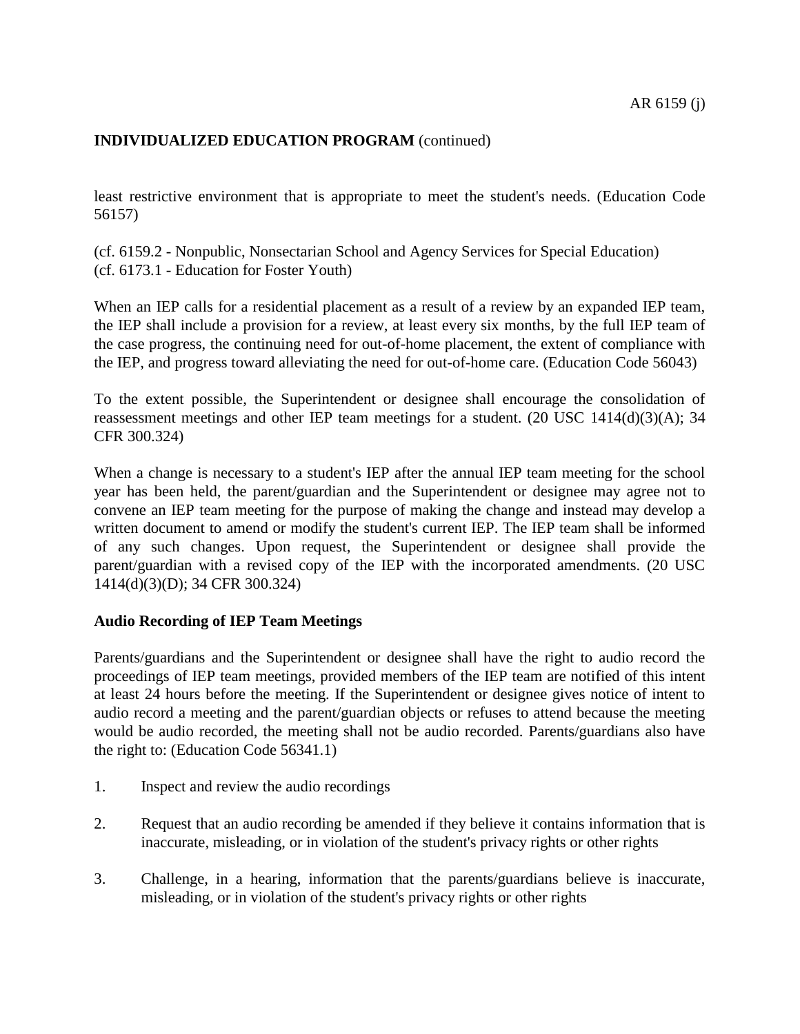least restrictive environment that is appropriate to meet the student's needs. (Education Code 56157)

(cf. 6159.2 - Nonpublic, Nonsectarian School and Agency Services for Special Education)
(cf. 6173.1 - Education for Foster Youth)

When an IEP calls for a residential placement as a result of a review by an expanded IEP team, the IEP shall include a provision for a review, at least every six months, by the full IEP team of the case progress, the continuing need for out-of-home placement, the extent of compliance with the IEP, and progress toward alleviating the need for out-of-home care. (Education Code 56043)

To the extent possible, the Superintendent or designee shall encourage the consolidation of reassessment meetings and other IEP team meetings for a student. (20 USC 1414(d)(3)(A); 34 CFR 300.324)

When a change is necessary to a student's IEP after the annual IEP team meeting for the school year has been held, the parent/guardian and the Superintendent or designee may agree not to convene an IEP team meeting for the purpose of making the change and instead may develop a written document to amend or modify the student's current IEP. The IEP team shall be informed of any such changes. Upon request, the Superintendent or designee shall provide the parent/guardian with a revised copy of the IEP with the incorporated amendments. (20 USC 1414(d)(3)(D); 34 CFR 300.324)

**Audio Recording of IEP Team Meetings**

Parents/guardians and the Superintendent or designee shall have the right to audio record the proceedings of IEP team meetings, provided members of the IEP team are notified of this intent at least 24 hours before the meeting. If the Superintendent or designee gives notice of intent to audio record a meeting and the parent/guardian objects or refuses to attend because the meeting would be audio recorded, the meeting shall not be audio recorded. Parents/guardians also have the right to: (Education Code 56341.1)

1. Inspect and review the audio recordings

2. Request that an audio recording be amended if they believe it contains information that is inaccurate, misleading, or in violation of the student's privacy rights or other rights

3. Challenge, in a hearing, information that the parents/guardians believe is inaccurate, misleading, or in violation of the student's privacy rights or other rights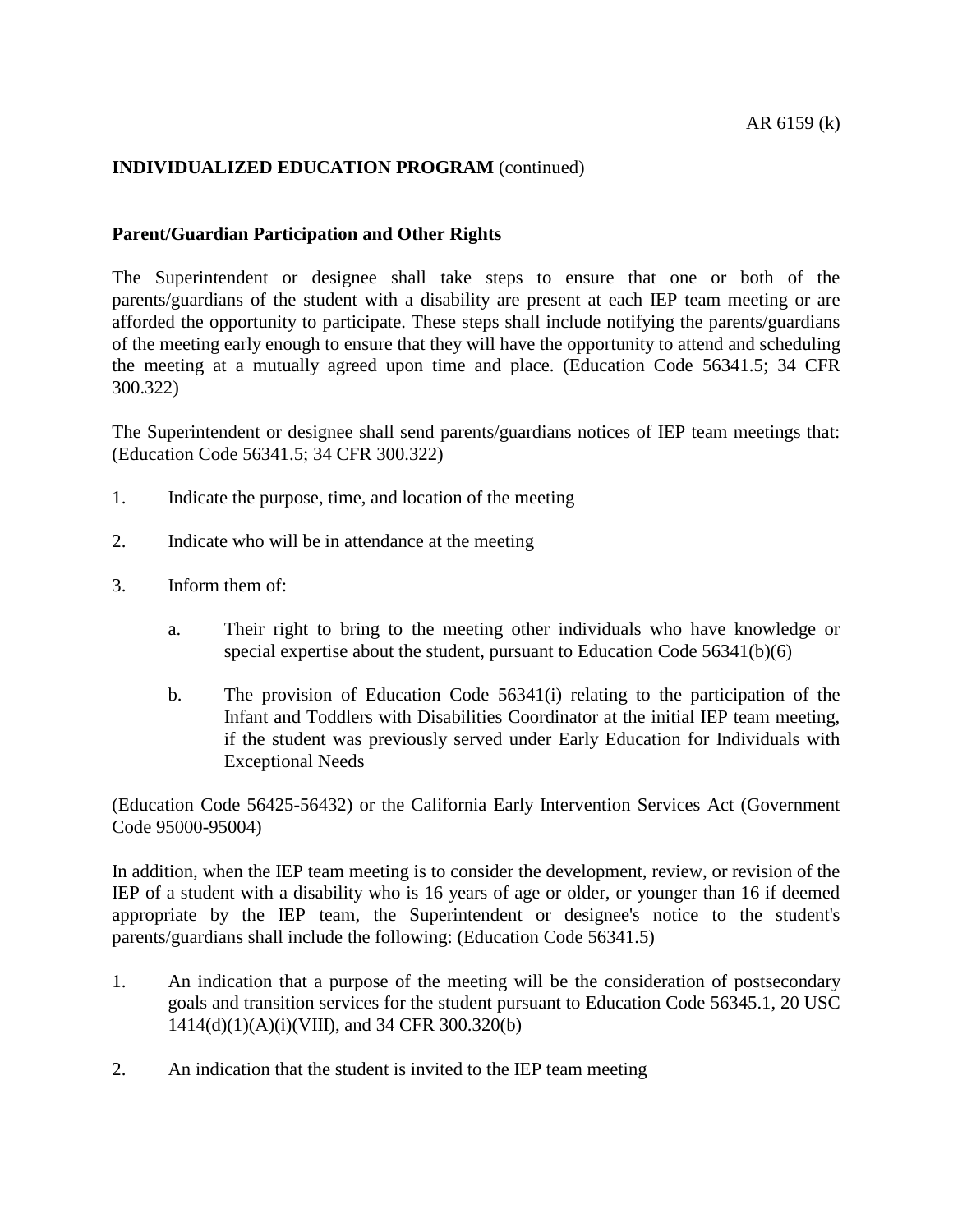**INDIVIDUALIZED EDUCATION PROGRAM** (continued)

**Parent/Guardian Participation and Other Rights**

The Superintendent or designee shall take steps to ensure that one or both of the parents/guardians of the student with a disability are present at each IEP team meeting or are afforded the opportunity to participate. These steps shall include notifying the parents/guardians of the meeting early enough to ensure that they will have the opportunity to attend and scheduling the meeting at a mutually agreed upon time and place. (Education Code 56341.5; 34 CFR 300.322)

The Superintendent or designee shall send parents/guardians notices of IEP team meetings that: (Education Code 56341.5; 34 CFR 300.322)

1. Indicate the purpose, time, and location of the meeting

2. Indicate who will be in attendance at the meeting

3. Inform them of:

    a. Their right to bring to the meeting other individuals who have knowledge or special expertise about the student, pursuant to Education Code 56341(b)(6)

    b. The provision of Education Code 56341(i) relating to the participation of the Infant and Toddlers with Disabilities Coordinator at the initial IEP team meeting, if the student was previously served under Early Education for Individuals with Exceptional Needs

(Education Code 56425-56432) or the California Early Intervention Services Act (Government Code 95000-95004)

In addition, when the IEP team meeting is to consider the development, review, or revision of the IEP of a student with a disability who is 16 years of age or older, or younger than 16 if deemed appropriate by the IEP team, the Superintendent or designee's notice to the student's parents/guardians shall include the following: (Education Code 56341.5)

1. An indication that a purpose of the meeting will be the consideration of postsecondary goals and transition services for the student pursuant to Education Code 56345.1, 20 USC 1414(d)(1)(A)(i)(VIII), and 34 CFR 300.320(b)

2. An indication that the student is invited to the IEP team meeting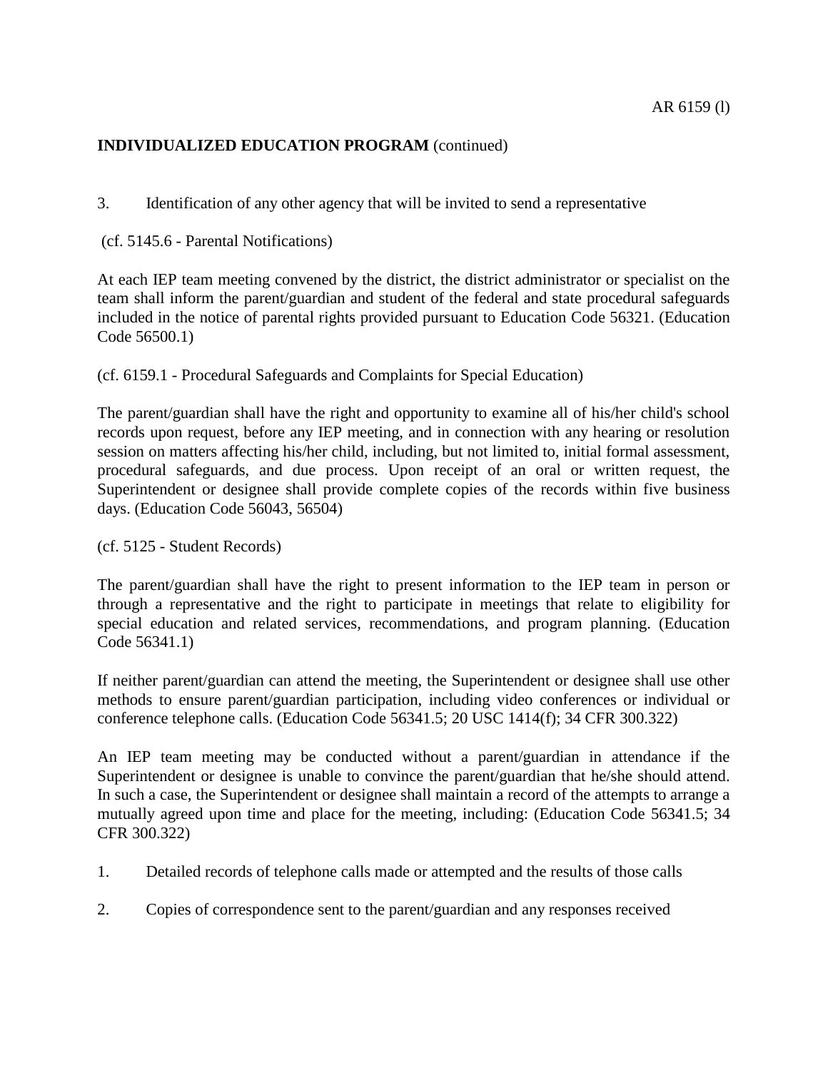3. Identification of any other agency that will be invited to send a representative

(cf. 5145.6 - Parental Notifications)

At each IEP team meeting convened by the district, the district administrator or specialist on the team shall inform the parent/guardian and student of the federal and state procedural safeguards included in the notice of parental rights provided pursuant to Education Code 56321. (Education Code 56500.1)

(cf. 6159.1 - Procedural Safeguards and Complaints for Special Education)

The parent/guardian shall have the right and opportunity to examine all of his/her child's school records upon request, before any IEP meeting, and in connection with any hearing or resolution session on matters affecting his/her child, including, but not limited to, initial formal assessment, procedural safeguards, and due process. Upon receipt of an oral or written request, the Superintendent or designee shall provide complete copies of the records within five business days. (Education Code 56043, 56504)

(cf. 5125 - Student Records)

The parent/guardian shall have the right to present information to the IEP team in person or through a representative and the right to participate in meetings that relate to eligibility for special education and related services, recommendations, and program planning. (Education Code 56341.1)

If neither parent/guardian can attend the meeting, the Superintendent or designee shall use other methods to ensure parent/guardian participation, including video conferences or individual or conference telephone calls. (Education Code 56341.5; 20 USC 1414(f); 34 CFR 300.322)

An IEP team meeting may be conducted without a parent/guardian in attendance if the Superintendent or designee is unable to convince the parent/guardian that he/she should attend. In such a case, the Superintendent or designee shall maintain a record of the attempts to arrange a mutually agreed upon time and place for the meeting, including: (Education Code 56341.5; 34 CFR 300.322)

1. Detailed records of telephone calls made or attempted and the results of those calls

2. Copies of correspondence sent to the parent/guardian and any responses received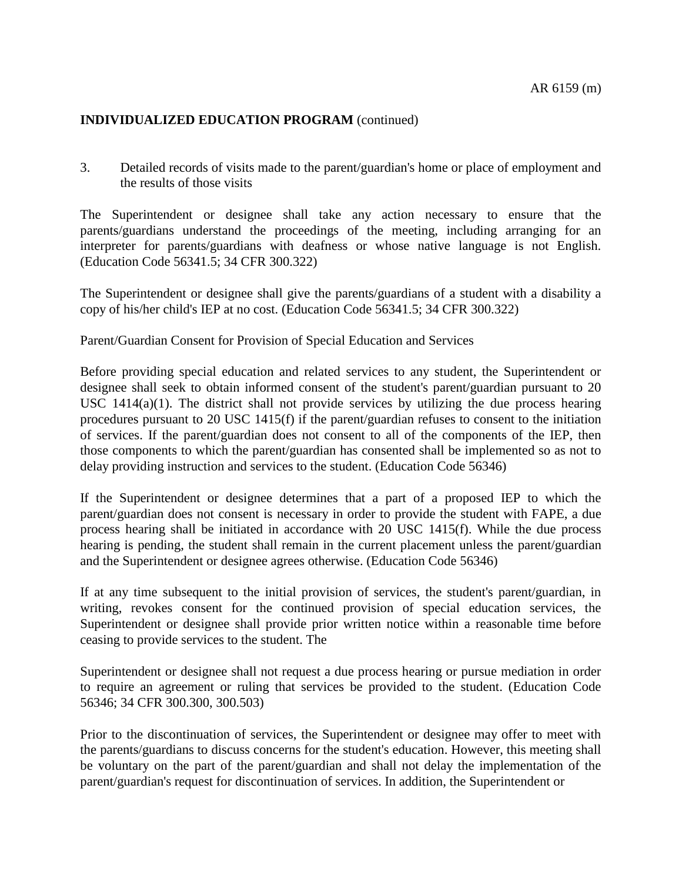3. Detailed records of visits made to the parent/guardian's home or place of employment and the results of those visits

The Superintendent or designee shall take any action necessary to ensure that the parents/guardians understand the proceedings of the meeting, including arranging for an interpreter for parents/guardians with deafness or whose native language is not English. (Education Code 56341.5; 34 CFR 300.322)

The Superintendent or designee shall give the parents/guardians of a student with a disability a copy of his/her child's IEP at no cost. (Education Code 56341.5; 34 CFR 300.322)

Parent/Guardian Consent for Provision of Special Education and Services

Before providing special education and related services to any student, the Superintendent or designee shall seek to obtain informed consent of the student's parent/guardian pursuant to 20 USC 1414(a)(1). The district shall not provide services by utilizing the due process hearing procedures pursuant to 20 USC 1415(f) if the parent/guardian refuses to consent to the initiation of services. If the parent/guardian does not consent to all of the components of the IEP, then those components to which the parent/guardian has consented shall be implemented so as not to delay providing instruction and services to the student. (Education Code 56346)

If the Superintendent or designee determines that a part of a proposed IEP to which the parent/guardian does not consent is necessary in order to provide the student with FAPE, a due process hearing shall be initiated in accordance with 20 USC 1415(f). While the due process hearing is pending, the student shall remain in the current placement unless the parent/guardian and the Superintendent or designee agrees otherwise. (Education Code 56346)

If at any time subsequent to the initial provision of services, the student's parent/guardian, in writing, revokes consent for the continued provision of special education services, the Superintendent or designee shall provide prior written notice within a reasonable time before ceasing to provide services to the student. The

Superintendent or designee shall not request a due process hearing or pursue mediation in order to require an agreement or ruling that services be provided to the student. (Education Code 56346; 34 CFR 300.300, 300.503)

Prior to the discontinuation of services, the Superintendent or designee may offer to meet with the parents/guardians to discuss concerns for the student's education. However, this meeting shall be voluntary on the part of the parent/guardian and shall not delay the implementation of the parent/guardian's request for discontinuation of services. In addition, the Superintendent or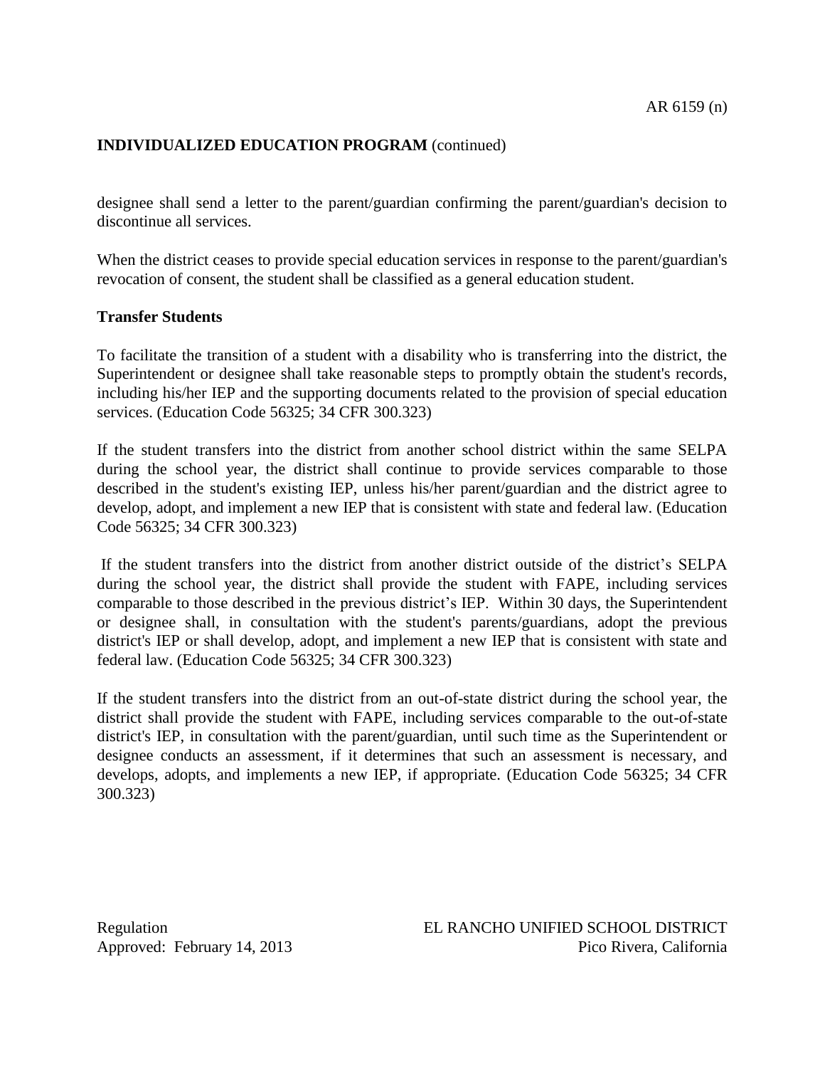designee shall send a letter to the parent/guardian confirming the parent/guardian's decision to discontinue all services.

When the district ceases to provide special education services in response to the parent/guardian's revocation of consent, the student shall be classified as a general education student.

**Transfer Students**

To facilitate the transition of a student with a disability who is transferring into the district, the Superintendent or designee shall take reasonable steps to promptly obtain the student's records, including his/her IEP and the supporting documents related to the provision of special education services. (Education Code 56325; 34 CFR 300.323)

If the student transfers into the district from another school district within the same SELPA during the school year, the district shall continue to provide services comparable to those described in the student's existing IEP, unless his/her parent/guardian and the district agree to develop, adopt, and implement a new IEP that is consistent with state and federal law. (Education Code 56325; 34 CFR 300.323)

If the student transfers into the district from another district outside of the district's SELPA during the school year, the district shall provide the student with FAPE, including services comparable to those described in the previous district's IEP. Within 30 days, the Superintendent or designee shall, in consultation with the student's parents/guardians, adopt the previous district's IEP or shall develop, adopt, and implement a new IEP that is consistent with state and federal law. (Education Code 56325; 34 CFR 300.323)

If the student transfers into the district from an out-of-state district during the school year, the district shall provide the student with FAPE, including services comparable to the out-of-state district's IEP, in consultation with the parent/guardian, until such time as the Superintendent or designee conducts an assessment, if it determines that such an assessment is necessary, and develops, adopts, and implements a new IEP, if appropriate. (Education Code 56325; 34 CFR 300.323)

Regulation
Approved: February 14, 2013

EL RANCHO UNIFIED SCHOOL DISTRICT
Pico Rivera, California